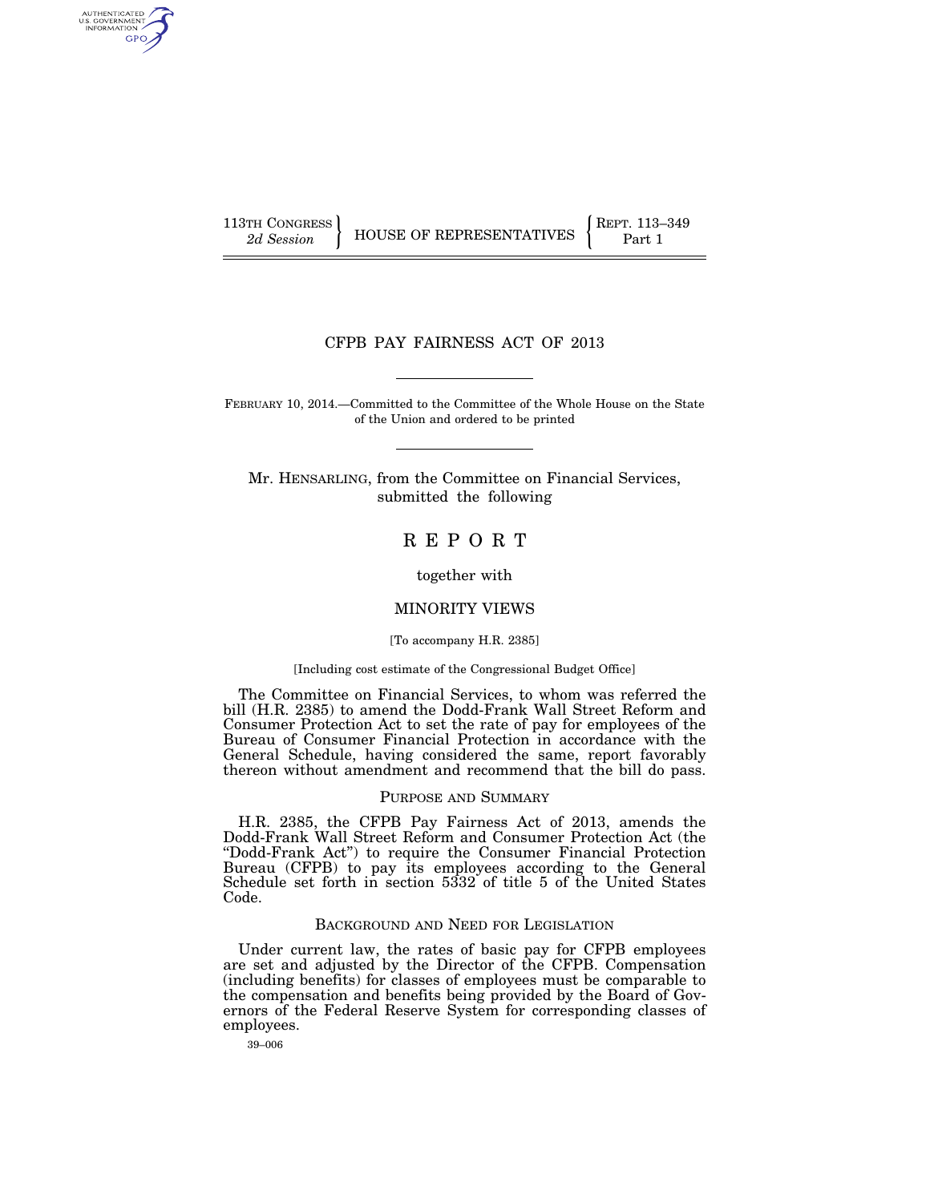113TH CONGRESS
*2d Session*

HOUSE OF REPRESENTATIVES

REPT. 113–349
Part 1

# CFPB PAY FAIRNESS ACT OF 2013

FEBRUARY 10, 2014.—Committed to the Committee of the Whole House on the State of the Union and ordered to be printed

Mr. HENSARLING, from the Committee on Financial Services, submitted the following

# R E P O R T

together with

## MINORITY VIEWS

[To accompany H.R. 2385]

[Including cost estimate of the Congressional Budget Office]

The Committee on Financial Services, to whom was referred the bill (H.R. 2385) to amend the Dodd-Frank Wall Street Reform and Consumer Protection Act to set the rate of pay for employees of the Bureau of Consumer Financial Protection in accordance with the General Schedule, having considered the same, report favorably thereon without amendment and recommend that the bill do pass.

## PURPOSE AND SUMMARY

H.R. 2385, the CFPB Pay Fairness Act of 2013, amends the Dodd-Frank Wall Street Reform and Consumer Protection Act (the "Dodd-Frank Act") to require the Consumer Financial Protection Bureau (CFPB) to pay its employees according to the General Schedule set forth in section 5332 of title 5 of the United States Code.

## BACKGROUND AND NEED FOR LEGISLATION

Under current law, the rates of basic pay for CFPB employees are set and adjusted by the Director of the CFPB. Compensation (including benefits) for classes of employees must be comparable to the compensation and benefits being provided by the Board of Governors of the Federal Reserve System for corresponding classes of employees.

39–006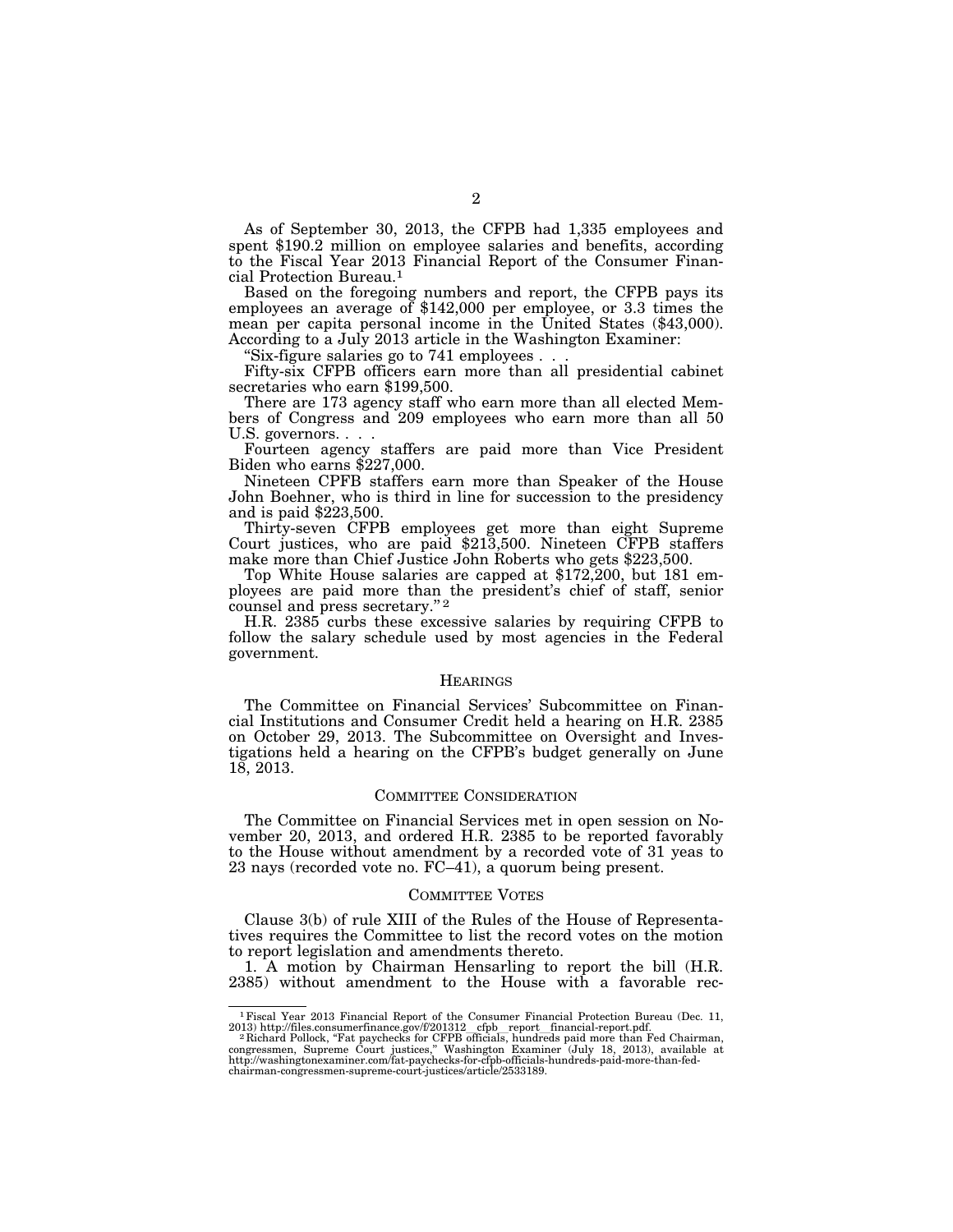As of September 30, 2013, the CFPB had 1,335 employees and spent $190.2 million on employee salaries and benefits, according to the Fiscal Year 2013 Financial Report of the Consumer Financial Protection Bureau.[1]

Based on the foregoing numbers and report, the CFPB pays its employees an average of $142,000 per employee, or 3.3 times the mean per capita personal income in the United States ($43,000). According to a July 2013 article in the Washington Examiner:

"Six-figure salaries go to 741 employees . . .

Fifty-six CFPB officers earn more than all presidential cabinet secretaries who earn $199,500.

There are 173 agency staff who earn more than all elected Members of Congress and 209 employees who earn more than all 50 U.S. governors. . . .

Fourteen agency staffers are paid more than Vice President Biden who earns $227,000.

Nineteen CPFB staffers earn more than Speaker of the House John Boehner, who is third in line for succession to the presidency and is paid $223,500.

Thirty-seven CFPB employees get more than eight Supreme Court justices, who are paid $213,500. Nineteen CFPB staffers make more than Chief Justice John Roberts who gets $223,500.

Top White House salaries are capped at $172,200, but 181 employees are paid more than the president's chief of staff, senior counsel and press secretary."[2]

H.R. 2385 curbs these excessive salaries by requiring CFPB to follow the salary schedule used by most agencies in the Federal government.

## HEARINGS

The Committee on Financial Services' Subcommittee on Financial Institutions and Consumer Credit held a hearing on H.R. 2385 on October 29, 2013. The Subcommittee on Oversight and Investigations held a hearing on the CFPB's budget generally on June 18, 2013.

## COMMITTEE CONSIDERATION

The Committee on Financial Services met in open session on November 20, 2013, and ordered H.R. 2385 to be reported favorably to the House without amendment by a recorded vote of 31 yeas to 23 nays (recorded vote no. FC–41), a quorum being present.

## COMMITTEE VOTES

Clause 3(b) of rule XIII of the Rules of the House of Representatives requires the Committee to list the record votes on the motion to report legislation and amendments thereto.

1. A motion by Chairman Hensarling to report the bill (H.R. 2385) without amendment to the House with a favorable rec-

---

[1] Fiscal Year 2013 Financial Report of the Consumer Financial Protection Bureau (Dec. 11, 2013) http://files.consumerfinance.gov/f/201312_cfpb_report_financial-report.pdf.

[2] Richard Pollock, "Fat paychecks for CFPB officials, hundreds paid more than Fed Chairman, congressmen, Supreme Court justices," Washington Examiner (July 18, 2013), available at http://washingtonexaminer.com/fat-paychecks-for-cfpb-officials-hundreds-paid-more-than-fed-chairman-congressmen-supreme-court-justices/article/2533189.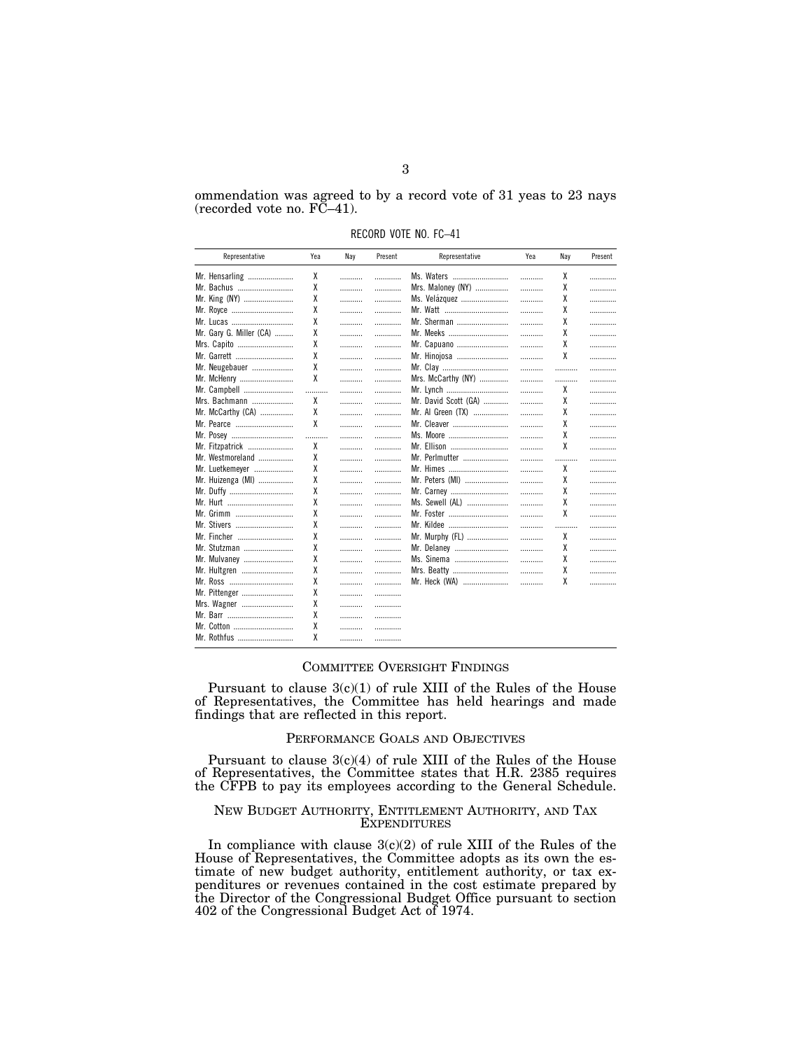ommendation was agreed to by a record vote of 31 yeas to 23 nays (recorded vote no. FC–41).

RECORD VOTE NO. FC–41

| Representative | Yea | Nay | Present | Representative | Yea | Nay | Present |
|---|---|---|---|---|---|---|---|
| Mr. Hensarling | X | | | Ms. Waters | | X | |
| Mr. Bachus | X | | | Mrs. Maloney (NY) | | X | |
| Mr. King (NY) | X | | | Ms. Velázquez | | X | |
| Mr. Royce | X | | | Mr. Watt | | X | |
| Mr. Lucas | X | | | Mr. Sherman | | X | |
| Mr. Gary G. Miller (CA) | X | | | Mr. Meeks | | X | |
| Mrs. Capito | X | | | Mr. Capuano | | X | |
| Mr. Garrett | X | | | Mr. Hinojosa | | X | |
| Mr. Neugebauer | X | | | Mr. Clay | | | |
| Mr. McHenry | X | | | Mrs. McCarthy (NY) | | | |
| Mr. Campbell | | | | Mr. Lynch | | X | |
| Mrs. Bachmann | X | | | Mr. David Scott (GA) | | X | |
| Mr. McCarthy (CA) | X | | | Mr. Al Green (TX) | | X | |
| Mr. Pearce | X | | | Mr. Cleaver | | X | |
| Mr. Posey | | | | Ms. Moore | | X | |
| Mr. Fitzpatrick | X | | | Mr. Ellison | | X | |
| Mr. Westmoreland | X | | | Mr. Perlmutter | | | |
| Mr. Luetkemeyer | X | | | Mr. Himes | | X | |
| Mr. Huizenga (MI) | X | | | Mr. Peters (MI) | | X | |
| Mr. Duffy | X | | | Mr. Carney | | X | |
| Mr. Hurt | X | | | Ms. Sewell (AL) | | X | |
| Mr. Grimm | X | | | Mr. Foster | | X | |
| Mr. Stivers | X | | | Mr. Kildee | | | |
| Mr. Fincher | X | | | Mr. Murphy (FL) | | X | |
| Mr. Stutzman | X | | | Mr. Delaney | | X | |
| Mr. Mulvaney | X | | | Ms. Sinema | | X | |
| Mr. Hultgren | X | | | Mrs. Beatty | | X | |
| Mr. Ross | X | | | Mr. Heck (WA) | | X | |
| Mr. Pittenger | X | | | | | | |
| Mrs. Wagner | X | | | | | | |
| Mr. Barr | X | | | | | | |
| Mr. Cotton | X | | | | | | |
| Mr. Rothfus | X | | | | | | |

## COMMITTEE OVERSIGHT FINDINGS

Pursuant to clause 3(c)(1) of rule XIII of the Rules of the House of Representatives, the Committee has held hearings and made findings that are reflected in this report.

## PERFORMANCE GOALS AND OBJECTIVES

Pursuant to clause 3(c)(4) of rule XIII of the Rules of the House of Representatives, the Committee states that H.R. 2385 requires the CFPB to pay its employees according to the General Schedule.

## NEW BUDGET AUTHORITY, ENTITLEMENT AUTHORITY, AND TAX EXPENDITURES

In compliance with clause 3(c)(2) of rule XIII of the Rules of the House of Representatives, the Committee adopts as its own the estimate of new budget authority, entitlement authority, or tax expenditures or revenues contained in the cost estimate prepared by the Director of the Congressional Budget Office pursuant to section 402 of the Congressional Budget Act of 1974.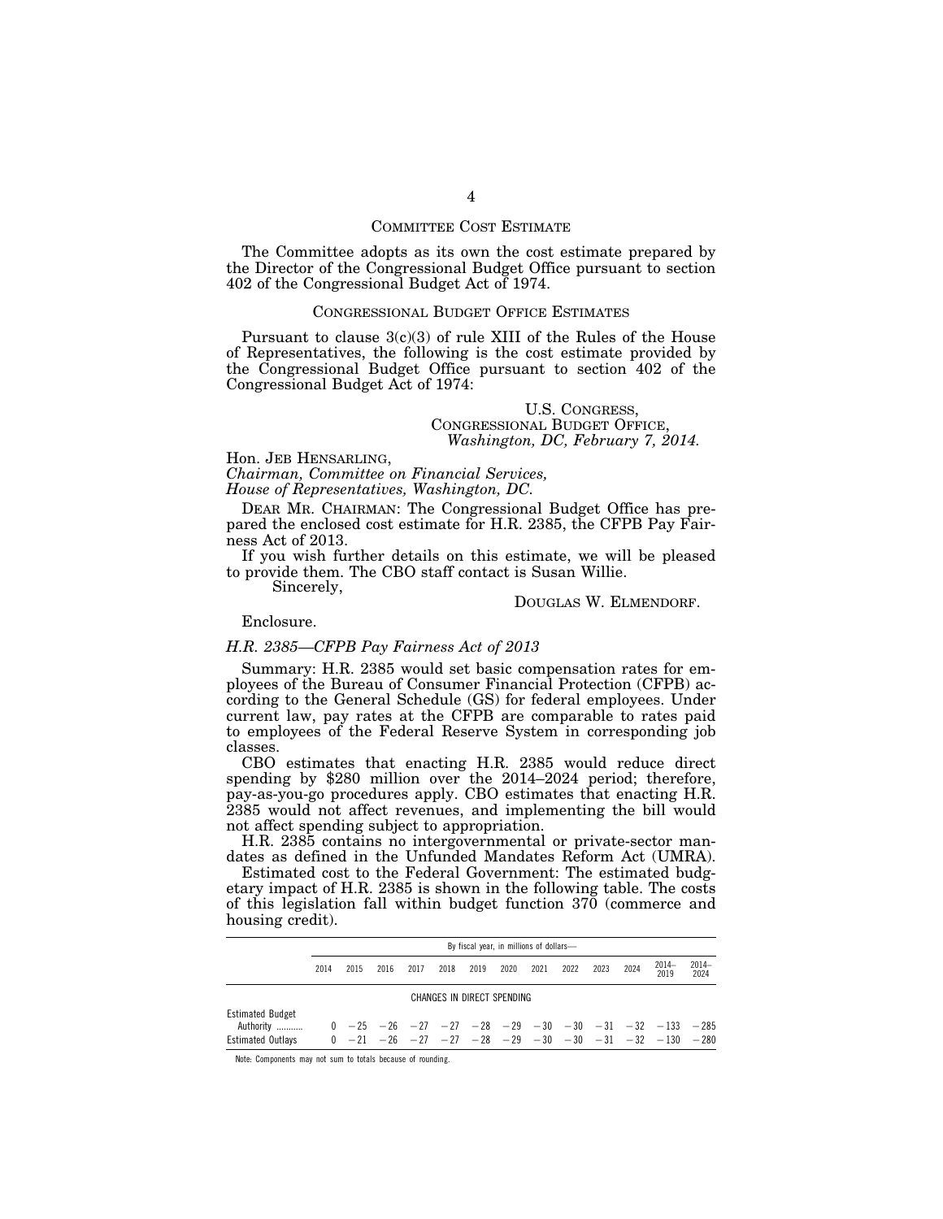## COMMITTEE COST ESTIMATE

The Committee adopts as its own the cost estimate prepared by the Director of the Congressional Budget Office pursuant to section 402 of the Congressional Budget Act of 1974.

## CONGRESSIONAL BUDGET OFFICE ESTIMATES

Pursuant to clause 3(c)(3) of rule XIII of the Rules of the House of Representatives, the following is the cost estimate provided by the Congressional Budget Office pursuant to section 402 of the Congressional Budget Act of 1974:

U.S. CONGRESS,
CONGRESSIONAL BUDGET OFFICE,
*Washington, DC, February 7, 2014.*

Hon. JEB HENSARLING,
*Chairman, Committee on Financial Services,*
*House of Representatives, Washington, DC.*

DEAR MR. CHAIRMAN: The Congressional Budget Office has prepared the enclosed cost estimate for H.R. 2385, the CFPB Pay Fairness Act of 2013.

If you wish further details on this estimate, we will be pleased to provide them. The CBO staff contact is Susan Willie.

Sincerely,

DOUGLAS W. ELMENDORF.

Enclosure.

*H.R. 2385—CFPB Pay Fairness Act of 2013*

Summary: H.R. 2385 would set basic compensation rates for employees of the Bureau of Consumer Financial Protection (CFPB) according to the General Schedule (GS) for federal employees. Under current law, pay rates at the CFPB are comparable to rates paid to employees of the Federal Reserve System in corresponding job classes.

CBO estimates that enacting H.R. 2385 would reduce direct spending by $280 million over the 2014–2024 period; therefore, pay-as-you-go procedures apply. CBO estimates that enacting H.R. 2385 would not affect revenues, and implementing the bill would not affect spending subject to appropriation.

H.R. 2385 contains no intergovernmental or private-sector mandates as defined in the Unfunded Mandates Reform Act (UMRA).

Estimated cost to the Federal Government: The estimated budgetary impact of H.R. 2385 is shown in the following table. The costs of this legislation fall within budget function 370 (commerce and housing credit).

| | By fiscal year, in millions of dollars— | | | | | | | | | | | | |
|---|---|---|---|---|---|---|---|---|---|---|---|---|---|
| | 2014 | 2015 | 2016 | 2017 | 2018 | 2019 | 2020 | 2021 | 2022 | 2023 | 2024 | 2014–2019 | 2014–2024 |
| CHANGES IN DIRECT SPENDING | | | | | | | | | | | | | |
| Estimated Budget Authority | 0 | −25 | −26 | −27 | −27 | −28 | −29 | −30 | −30 | −31 | −32 | −133 | −285 |
| Estimated Outlays | 0 | −21 | −26 | −27 | −27 | −28 | −29 | −30 | −30 | −31 | −32 | −130 | −280 |

Note: Components may not sum to totals because of rounding.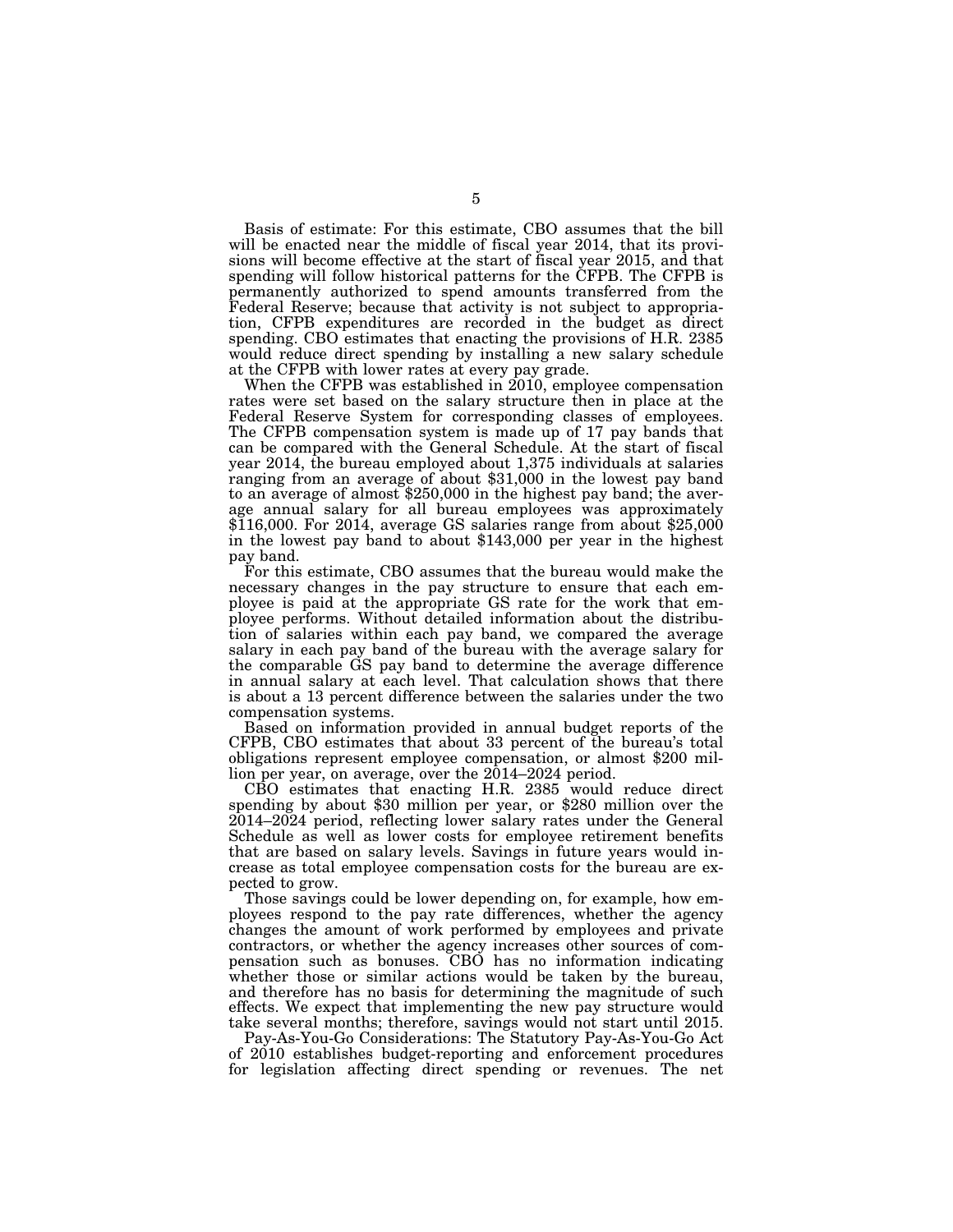Basis of estimate: For this estimate, CBO assumes that the bill will be enacted near the middle of fiscal year 2014, that its provisions will become effective at the start of fiscal year 2015, and that spending will follow historical patterns for the CFPB. The CFPB is permanently authorized to spend amounts transferred from the Federal Reserve; because that activity is not subject to appropriation, CFPB expenditures are recorded in the budget as direct spending. CBO estimates that enacting the provisions of H.R. 2385 would reduce direct spending by installing a new salary schedule at the CFPB with lower rates at every pay grade.

When the CFPB was established in 2010, employee compensation rates were set based on the salary structure then in place at the Federal Reserve System for corresponding classes of employees. The CFPB compensation system is made up of 17 pay bands that can be compared with the General Schedule. At the start of fiscal year 2014, the bureau employed about 1,375 individuals at salaries ranging from an average of about $31,000 in the lowest pay band to an average of almost $250,000 in the highest pay band; the average annual salary for all bureau employees was approximately $116,000. For 2014, average GS salaries range from about $25,000 in the lowest pay band to about $143,000 per year in the highest pay band.

For this estimate, CBO assumes that the bureau would make the necessary changes in the pay structure to ensure that each employee is paid at the appropriate GS rate for the work that employee performs. Without detailed information about the distribution of salaries within each pay band, we compared the average salary in each pay band of the bureau with the average salary for the comparable GS pay band to determine the average difference in annual salary at each level. That calculation shows that there is about a 13 percent difference between the salaries under the two compensation systems.

Based on information provided in annual budget reports of the CFPB, CBO estimates that about 33 percent of the bureau's total obligations represent employee compensation, or almost $200 million per year, on average, over the 2014–2024 period.

CBO estimates that enacting H.R. 2385 would reduce direct spending by about $30 million per year, or $280 million over the 2014–2024 period, reflecting lower salary rates under the General Schedule as well as lower costs for employee retirement benefits that are based on salary levels. Savings in future years would increase as total employee compensation costs for the bureau are expected to grow.

Those savings could be lower depending on, for example, how employees respond to the pay rate differences, whether the agency changes the amount of work performed by employees and private contractors, or whether the agency increases other sources of compensation such as bonuses. CBO has no information indicating whether those or similar actions would be taken by the bureau, and therefore has no basis for determining the magnitude of such effects. We expect that implementing the new pay structure would take several months; therefore, savings would not start until 2015.

Pay-As-You-Go Considerations: The Statutory Pay-As-You-Go Act of 2010 establishes budget-reporting and enforcement procedures for legislation affecting direct spending or revenues. The net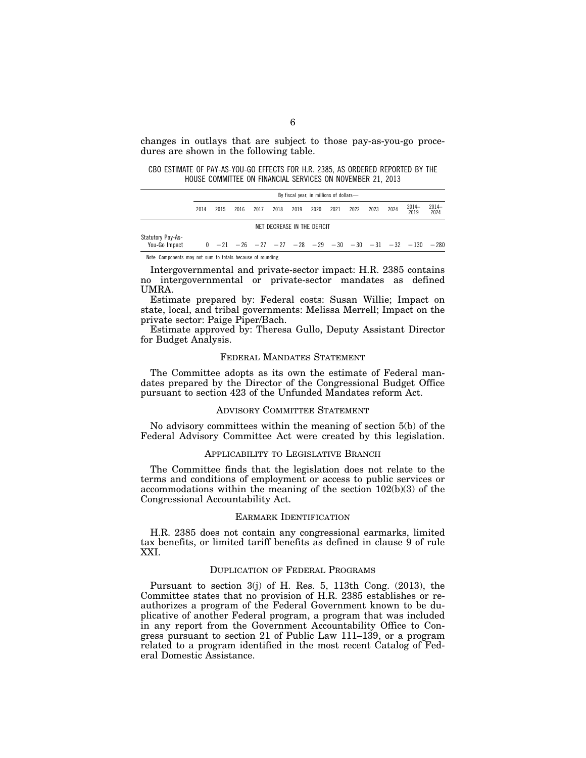changes in outlays that are subject to those pay-as-you-go procedures are shown in the following table.

CBO ESTIMATE OF PAY-AS-YOU-GO EFFECTS FOR H.R. 2385, AS ORDERED REPORTED BY THE HOUSE COMMITTEE ON FINANCIAL SERVICES ON NOVEMBER 21, 2013

| | By fiscal year, in millions of dollars— | | | | | | | | | | | | |
|---|---|---|---|---|---|---|---|---|---|---|---|---|---|
| | 2014 | 2015 | 2016 | 2017 | 2018 | 2019 | 2020 | 2021 | 2022 | 2023 | 2024 | 2014–2019 | 2014–2024 |
| | NET DECREASE IN THE DEFICIT | | | | | | | | | | | | |
| Statutory Pay-As-You-Go Impact | 0 | −21 | −26 | −27 | −27 | −28 | −29 | −30 | −30 | −31 | −32 | −130 | −280 |

Note: Components may not sum to totals because of rounding.

Intergovernmental and private-sector impact: H.R. 2385 contains no intergovernmental or private-sector mandates as defined UMRA.

Estimate prepared by: Federal costs: Susan Willie; Impact on state, local, and tribal governments: Melissa Merrell; Impact on the private sector: Paige Piper/Bach.

Estimate approved by: Theresa Gullo, Deputy Assistant Director for Budget Analysis.

## FEDERAL MANDATES STATEMENT

The Committee adopts as its own the estimate of Federal mandates prepared by the Director of the Congressional Budget Office pursuant to section 423 of the Unfunded Mandates reform Act.

## ADVISORY COMMITTEE STATEMENT

No advisory committees within the meaning of section 5(b) of the Federal Advisory Committee Act were created by this legislation.

## APPLICABILITY TO LEGISLATIVE BRANCH

The Committee finds that the legislation does not relate to the terms and conditions of employment or access to public services or accommodations within the meaning of the section 102(b)(3) of the Congressional Accountability Act.

## EARMARK IDENTIFICATION

H.R. 2385 does not contain any congressional earmarks, limited tax benefits, or limited tariff benefits as defined in clause 9 of rule XXI.

## DUPLICATION OF FEDERAL PROGRAMS

Pursuant to section 3(j) of H. Res. 5, 113th Cong. (2013), the Committee states that no provision of H.R. 2385 establishes or reauthorizes a program of the Federal Government known to be duplicative of another Federal program, a program that was included in any report from the Government Accountability Office to Congress pursuant to section 21 of Public Law 111–139, or a program related to a program identified in the most recent Catalog of Federal Domestic Assistance.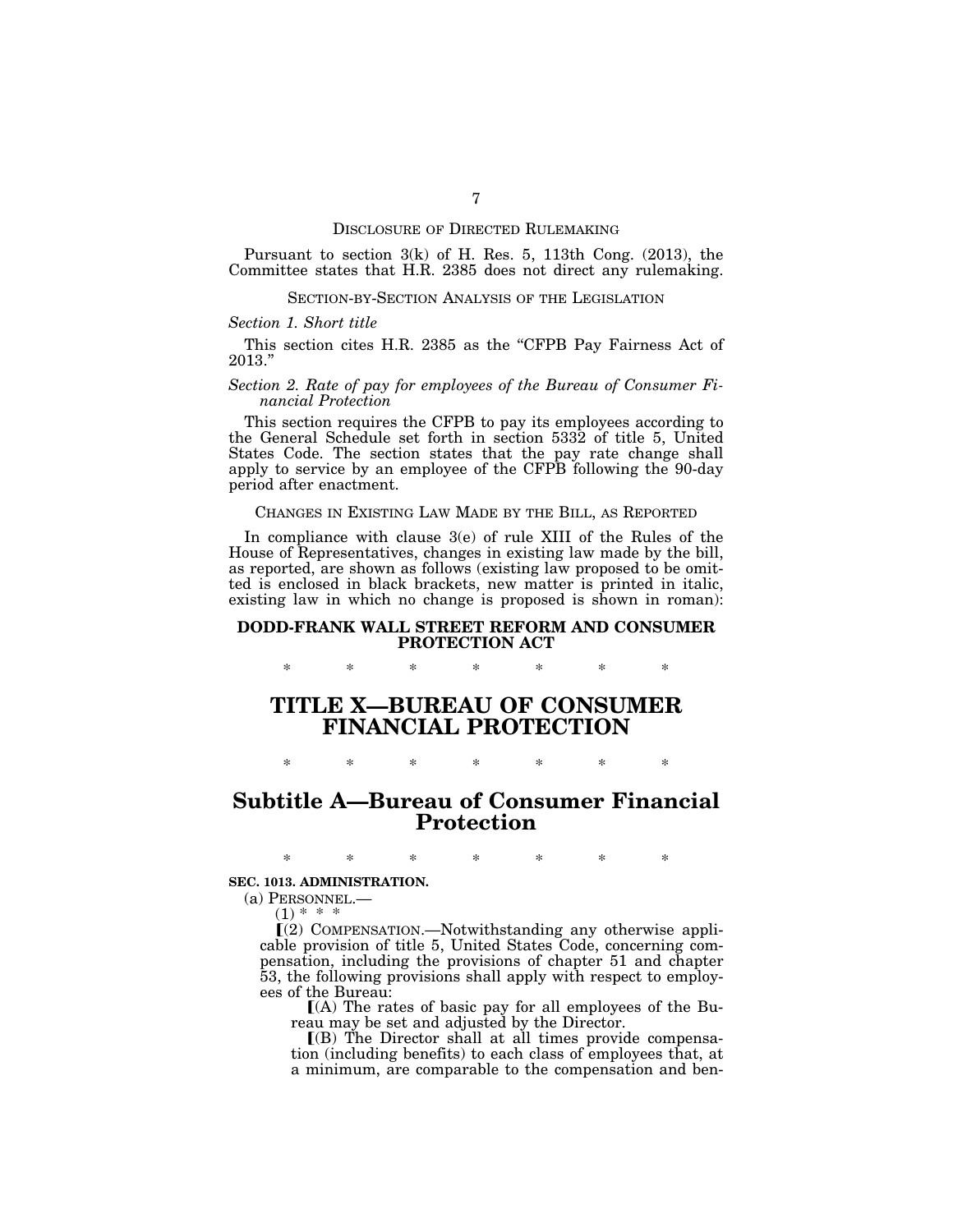DISCLOSURE OF DIRECTED RULEMAKING

Pursuant to section 3(k) of H. Res. 5, 113th Cong. (2013), the Committee states that H.R. 2385 does not direct any rulemaking.

SECTION-BY-SECTION ANALYSIS OF THE LEGISLATION

*Section 1. Short title*

This section cites H.R. 2385 as the "CFPB Pay Fairness Act of 2013."

*Section 2. Rate of pay for employees of the Bureau of Consumer Financial Protection*

This section requires the CFPB to pay its employees according to the General Schedule set forth in section 5332 of title 5, United States Code. The section states that the pay rate change shall apply to service by an employee of the CFPB following the 90-day period after enactment.

CHANGES IN EXISTING LAW MADE BY THE BILL, AS REPORTED

In compliance with clause 3(e) of rule XIII of the Rules of the House of Representatives, changes in existing law made by the bill, as reported, are shown as follows (existing law proposed to be omitted is enclosed in black brackets, new matter is printed in italic, existing law in which no change is proposed is shown in roman):

**DODD-FRANK WALL STREET REFORM AND CONSUMER PROTECTION ACT**

\* \* \* \* \* \* \*

# TITLE X—BUREAU OF CONSUMER FINANCIAL PROTECTION

\* \* \* \* \* \* \*

## Subtitle A—Bureau of Consumer Financial Protection

\* \* \* \* \* \* \*

**SEC. 1013. ADMINISTRATION.**

(a) PERSONNEL.—

(1) \* \* \*

⟦(2) COMPENSATION.—Notwithstanding any otherwise applicable provision of title 5, United States Code, concerning compensation, including the provisions of chapter 51 and chapter 53, the following provisions shall apply with respect to employees of the Bureau:

⟦(A) The rates of basic pay for all employees of the Bureau may be set and adjusted by the Director.

⟦(B) The Director shall at all times provide compensation (including benefits) to each class of employees that, at a minimum, are comparable to the compensation and ben-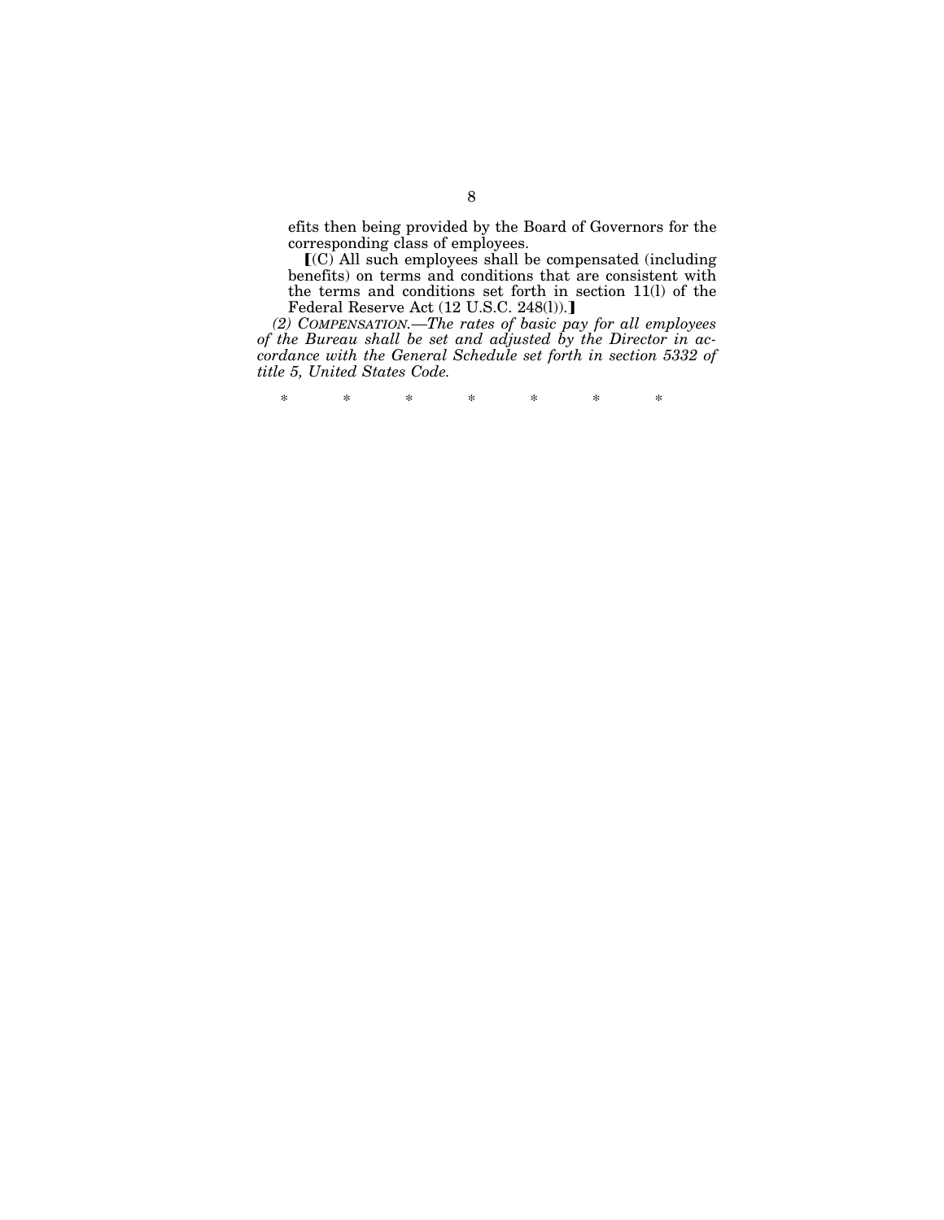efits then being provided by the Board of Governors for the corresponding class of employees.

【(C) All such employees shall be compensated (including benefits) on terms and conditions that are consistent with the terms and conditions set forth in section 11(l) of the Federal Reserve Act (12 U.S.C. 248(l)).】

*(2) COMPENSATION.—The rates of basic pay for all employees of the Bureau shall be set and adjusted by the Director in accordance with the General Schedule set forth in section 5332 of title 5, United States Code.*

\* \* \* \* \* \* \*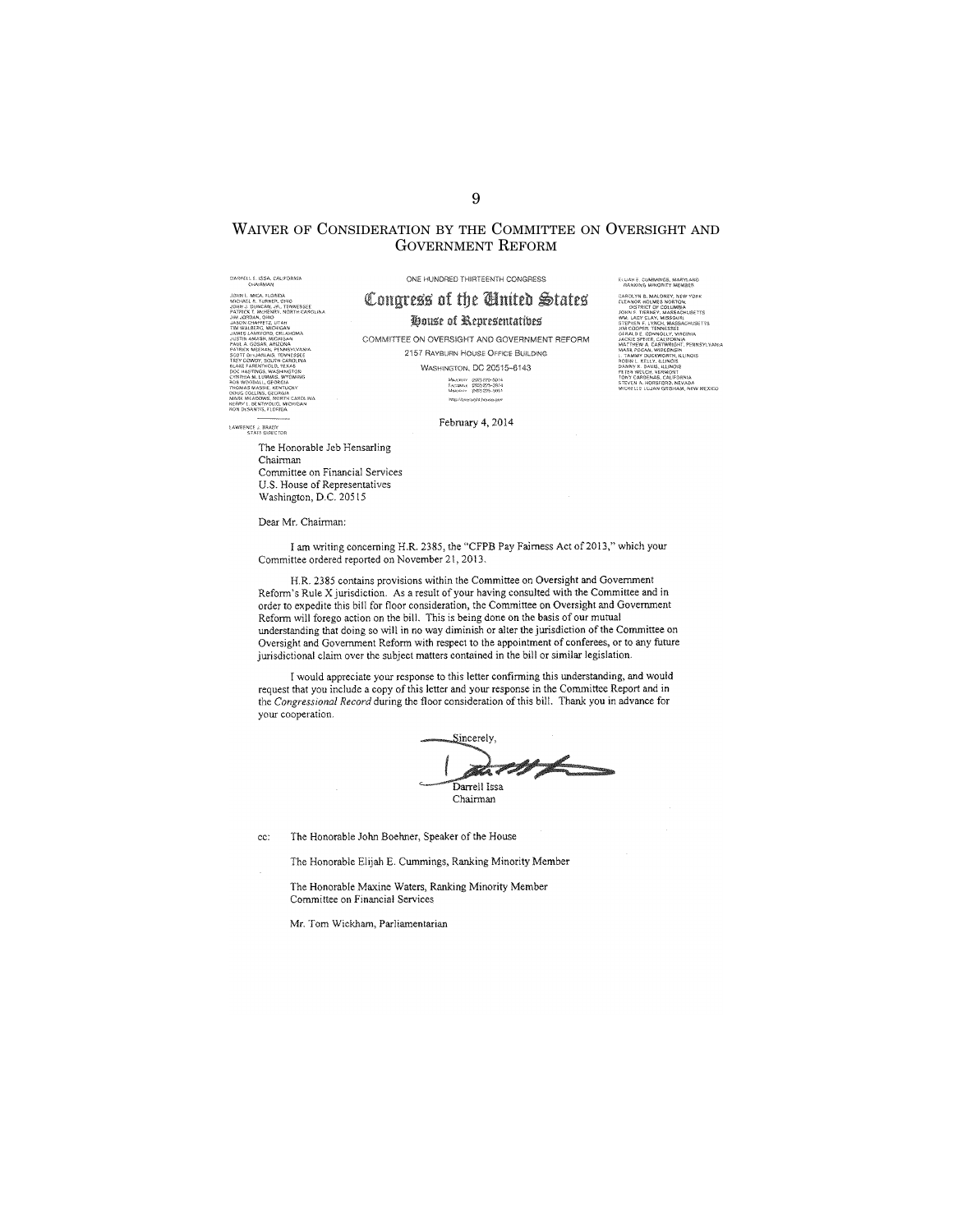## WAIVER OF CONSIDERATION BY THE COMMITTEE ON OVERSIGHT AND GOVERNMENT REFORM

DARRELL E. ISSA, CALIFORNIA
CHAIRMAN

JOHN L. MICA, FLORIDA
MICHAEL R. TURNER, OHIO
JOHN J. DUNCAN, JR., TENNESSEE
PATRICK T. MCHENRY, NORTH CAROLINA
JIM JORDAN, OHIO
JASON CHAFFETZ, UTAH
TIM WALBERG, MICHIGAN
JAMES LANKFORD, OKLAHOMA
JUSTIN AMASH, MICHIGAN
PAUL A. GOSAR, ARIZONA
PATRICK MEEHAN, PENNSYLVANIA
SCOTT DesJARLAIS, TENNESSEE
TREY GOWDY, SOUTH CAROLINA
BLAKE FARENTHOLD, TEXAS
DOC HASTINGS, WASHINGTON
CYNTHIA M. LUMMIS, WYOMING
ROB WOODALL, GEORGIA
THOMAS MASSIE, KENTUCKY
DOUG COLLINS, GEORGIA
MARK MEADOWS, NORTH CAROLINA
KERRY L. BENTIVOLIO, MICHIGAN
RON DeSANTIS, FLORIDA

LAWRENCE J. BRADY
STAFF DIRECTOR

ONE HUNDRED THIRTEENTH CONGRESS

**Congress of the United States**

**House of Representatives**

COMMITTEE ON OVERSIGHT AND GOVERNMENT REFORM

2157 RAYBURN HOUSE OFFICE BUILDING

WASHINGTON, DC 20515–6143

MAJORITY (202) 225-5074
FACSIMILE (202) 225-3974
MINORITY (202) 225-5051

http://oversight.house.gov

ELIJAH E. CUMMINGS, MARYLAND
RANKING MINORITY MEMBER

CAROLYN B. MALONEY, NEW YORK
ELEANOR HOLMES NORTON, DISTRICT OF COLUMBIA
JOHN F. TIERNEY, MASSACHUSETTS
WM. LACY CLAY, MISSOURI
STEPHEN F. LYNCH, MASSACHUSETTS
JIM COOPER, TENNESSEE
GERALD E. CONNOLLY, VIRGINIA
JACKIE SPEIER, CALIFORNIA
MATTHEW A. CARTWRIGHT, PENNSYLVANIA
MARK POCAN, WISCONSIN
L. TAMMY DUCKWORTH, ILLINOIS
ROBIN L. KELLY, ILLINOIS
DANNY K. DAVIS, ILLINOIS
PETER WELCH, VERMONT
TONY CARDENAS, CALIFORNIA
STEVEN A. HORSFORD, NEVADA
MICHELLE LUJAN GRISHAM, NEW MEXICO

February 4, 2014

The Honorable Jeb Hensarling
Chairman
Committee on Financial Services
U.S. House of Representatives
Washington, D.C. 20515

Dear Mr. Chairman:

I am writing concerning H.R. 2385, the "CFPB Pay Fairness Act of 2013," which your Committee ordered reported on November 21, 2013.

H.R. 2385 contains provisions within the Committee on Oversight and Government Reform's Rule X jurisdiction. As a result of your having consulted with the Committee and in order to expedite this bill for floor consideration, the Committee on Oversight and Government Reform will forego action on the bill. This is being done on the basis of our mutual understanding that doing so will in no way diminish or alter the jurisdiction of the Committee on Oversight and Government Reform with respect to the appointment of conferees, or to any future jurisdictional claim over the subject matters contained in the bill or similar legislation.

I would appreciate your response to this letter confirming this understanding, and would request that you include a copy of this letter and your response in the Committee Report and in the *Congressional Record* during the floor consideration of this bill. Thank you in advance for your cooperation.

Sincerely,

Darrell Issa
Chairman

cc: The Honorable John Boehner, Speaker of the House

The Honorable Elijah E. Cummings, Ranking Minority Member

The Honorable Maxine Waters, Ranking Minority Member
Committee on Financial Services

Mr. Tom Wickham, Parliamentarian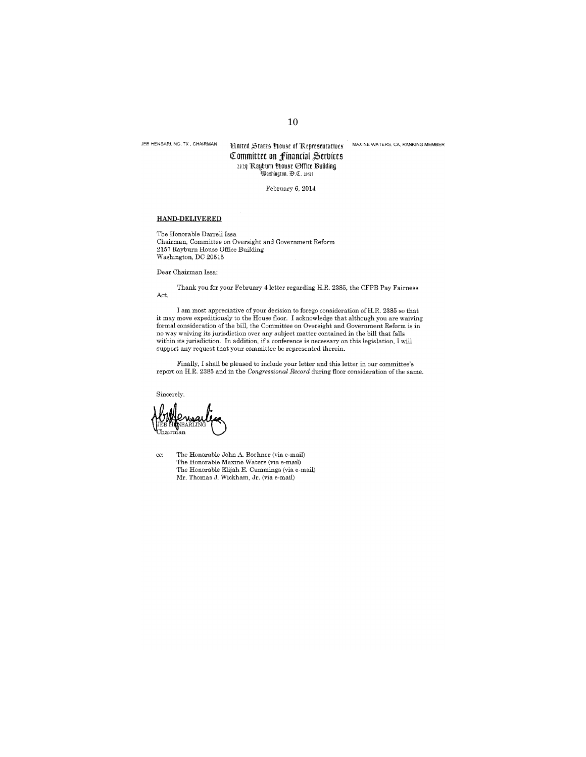JEB HENSARLING, TX, CHAIRMAN

United States House of Representatives
Committee on Financial Services
2129 Rayburn House Office Building
Washington, D.C. 20515

MAXINE WATERS, CA, RANKING MEMBER

February 6, 2014

**HAND-DELIVERED**

The Honorable Darrell Issa
Chairman, Committee on Oversight and Government Reform
2157 Rayburn House Office Building
Washington, DC 20515

Dear Chairman Issa:

Thank you for your February 4 letter regarding H.R. 2385, the CFPB Pay Fairness Act.

I am most appreciative of your decision to forego consideration of H.R. 2385 so that it may move expeditiously to the House floor. I acknowledge that although you are waiving formal consideration of the bill, the Committee on Oversight and Government Reform is in no way waiving its jurisdiction over any subject matter contained in the bill that falls within its jurisdiction. In addition, if a conference is necessary on this legislation, I will support any request that your committee be represented therein.

Finally, I shall be pleased to include your letter and this letter in our committee's report on H.R. 2385 and in the *Congressional Record* during floor consideration of the same.

Sincerely,

JEB HENSARLING
Chairman

cc: The Honorable John A. Boehner (via e-mail)
The Honorable Maxine Waters (via e-mail)
The Honorable Elijah E. Cummings (via e-mail)
Mr. Thomas J. Wickham, Jr. (via e-mail)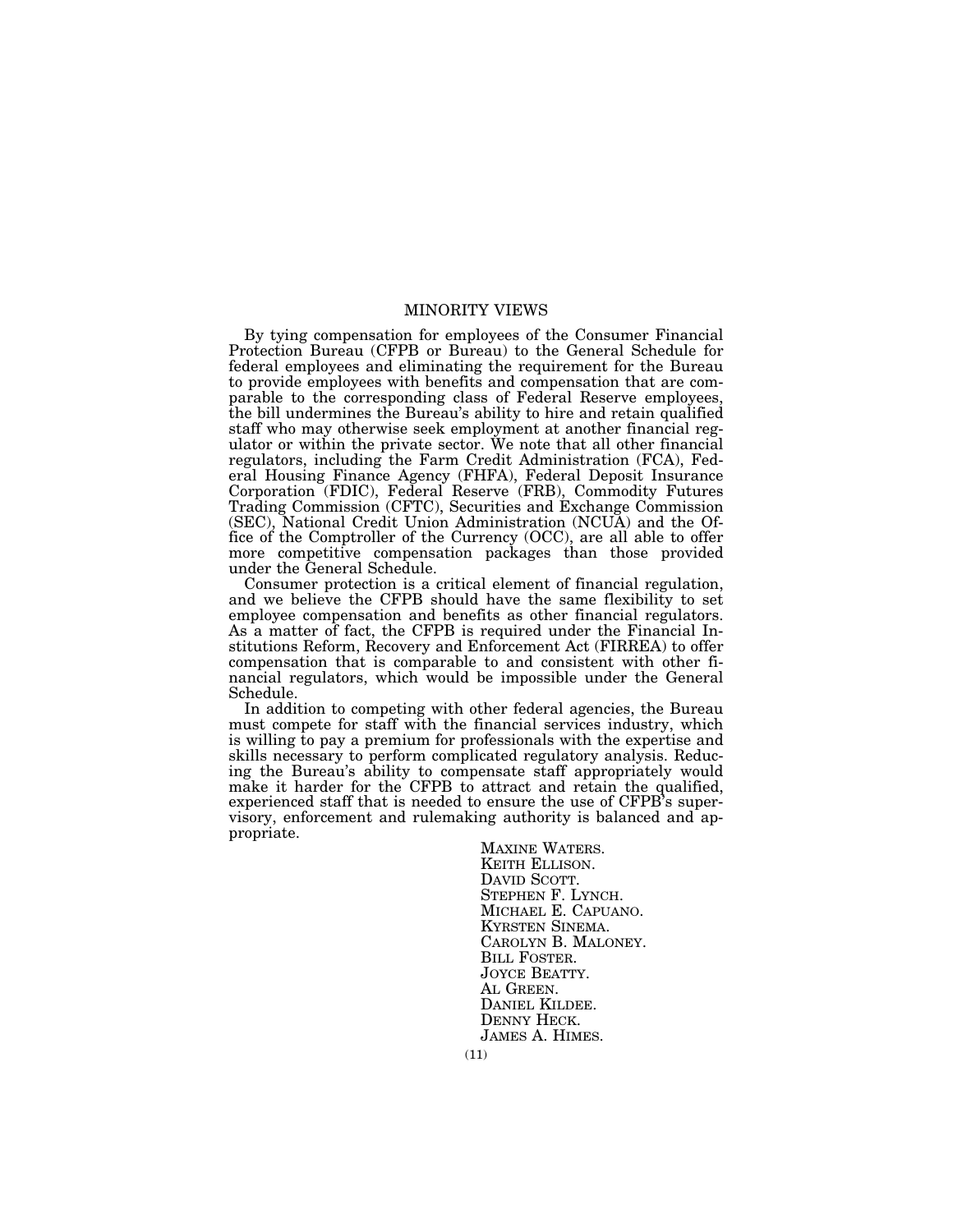## MINORITY VIEWS

By tying compensation for employees of the Consumer Financial Protection Bureau (CFPB or Bureau) to the General Schedule for federal employees and eliminating the requirement for the Bureau to provide employees with benefits and compensation that are comparable to the corresponding class of Federal Reserve employees, the bill undermines the Bureau's ability to hire and retain qualified staff who may otherwise seek employment at another financial regulator or within the private sector. We note that all other financial regulators, including the Farm Credit Administration (FCA), Federal Housing Finance Agency (FHFA), Federal Deposit Insurance Corporation (FDIC), Federal Reserve (FRB), Commodity Futures Trading Commission (CFTC), Securities and Exchange Commission (SEC), National Credit Union Administration (NCUA) and the Office of the Comptroller of the Currency (OCC), are all able to offer more competitive compensation packages than those provided under the General Schedule.

Consumer protection is a critical element of financial regulation, and we believe the CFPB should have the same flexibility to set employee compensation and benefits as other financial regulators. As a matter of fact, the CFPB is required under the Financial Institutions Reform, Recovery and Enforcement Act (FIRREA) to offer compensation that is comparable to and consistent with other financial regulators, which would be impossible under the General Schedule.

In addition to competing with other federal agencies, the Bureau must compete for staff with the financial services industry, which is willing to pay a premium for professionals with the expertise and skills necessary to perform complicated regulatory analysis. Reducing the Bureau's ability to compensate staff appropriately would make it harder for the CFPB to attract and retain the qualified, experienced staff that is needed to ensure the use of CFPB's supervisory, enforcement and rulemaking authority is balanced and appropriate.

MAXINE WATERS.
KEITH ELLISON.
DAVID SCOTT.
STEPHEN F. LYNCH.
MICHAEL E. CAPUANO.
KYRSTEN SINEMA.
CAROLYN B. MALONEY.
BILL FOSTER.
JOYCE BEATTY.
AL GREEN.
DANIEL KILDEE.
DENNY HECK.
JAMES A. HIMES.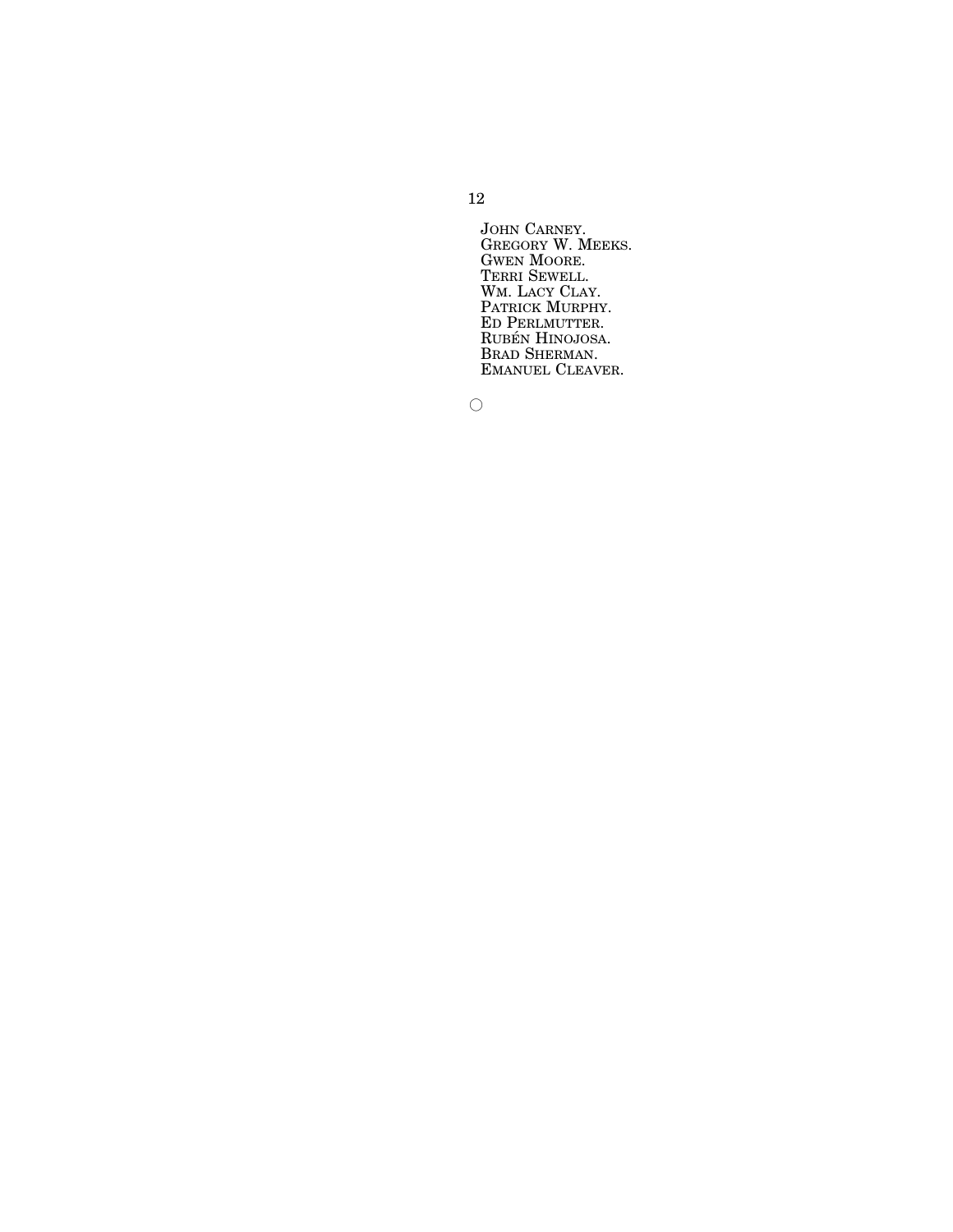JOHN CARNEY.
GREGORY W. MEEKS.
GWEN MOORE.
TERRI SEWELL.
WM. LACY CLAY.
PATRICK MURPHY.
ED PERLMUTTER.
RUBÉN HINOJOSA.
BRAD SHERMAN.
EMANUEL CLEAVER.